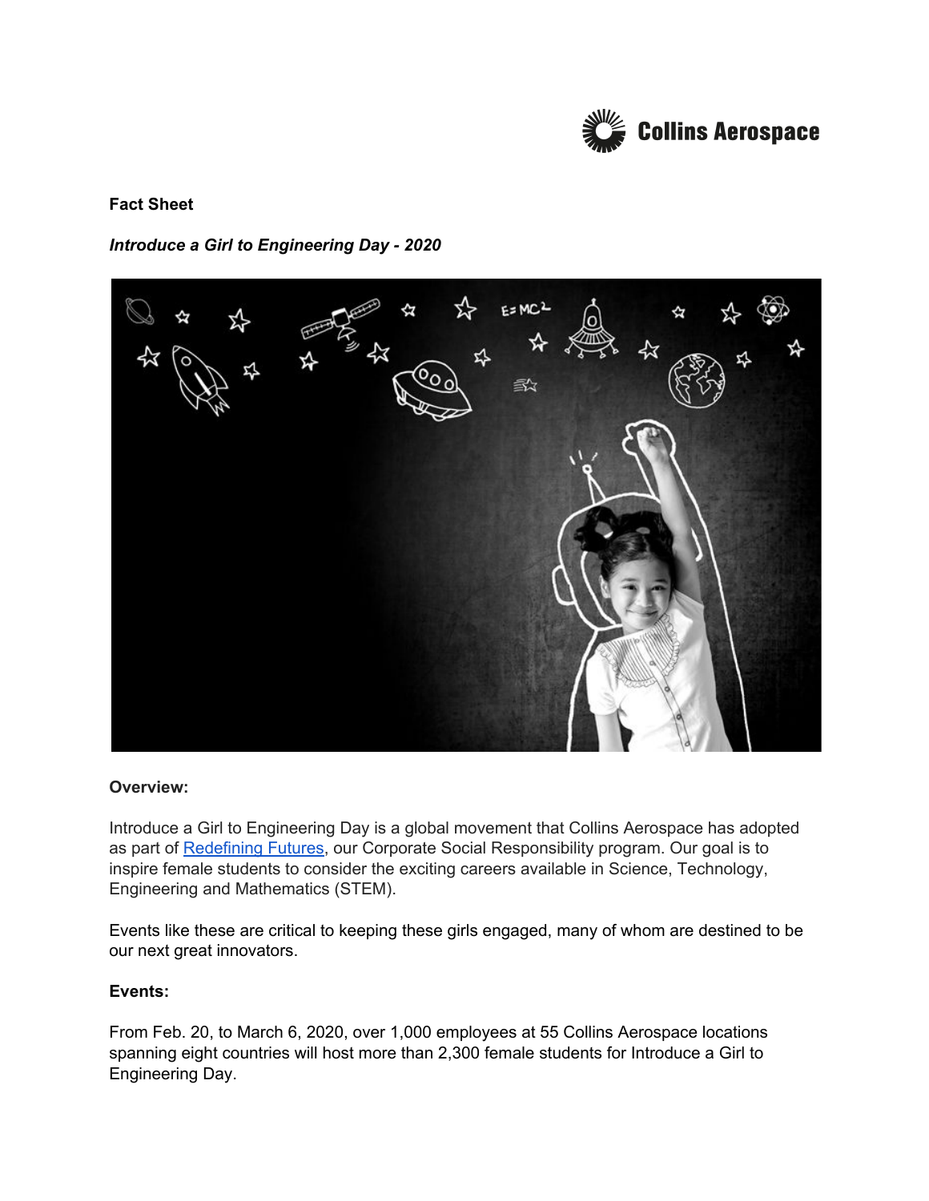**Fact Sheet**

***Introduce a Girl to Engineering Day - 2020***

**Overview:**

Introduce a Girl to Engineering Day is a global movement that Collins Aerospace has adopted as part of Redefining Futures, our Corporate Social Responsibility program. Our goal is to inspire female students to consider the exciting careers available in Science, Technology, Engineering and Mathematics (STEM).

Events like these are critical to keeping these girls engaged, many of whom are destined to be our next great innovators.

**Events:**

From Feb. 20, to March 6, 2020, over 1,000 employees at 55 Collins Aerospace locations spanning eight countries will host more than 2,300 female students for Introduce a Girl to Engineering Day.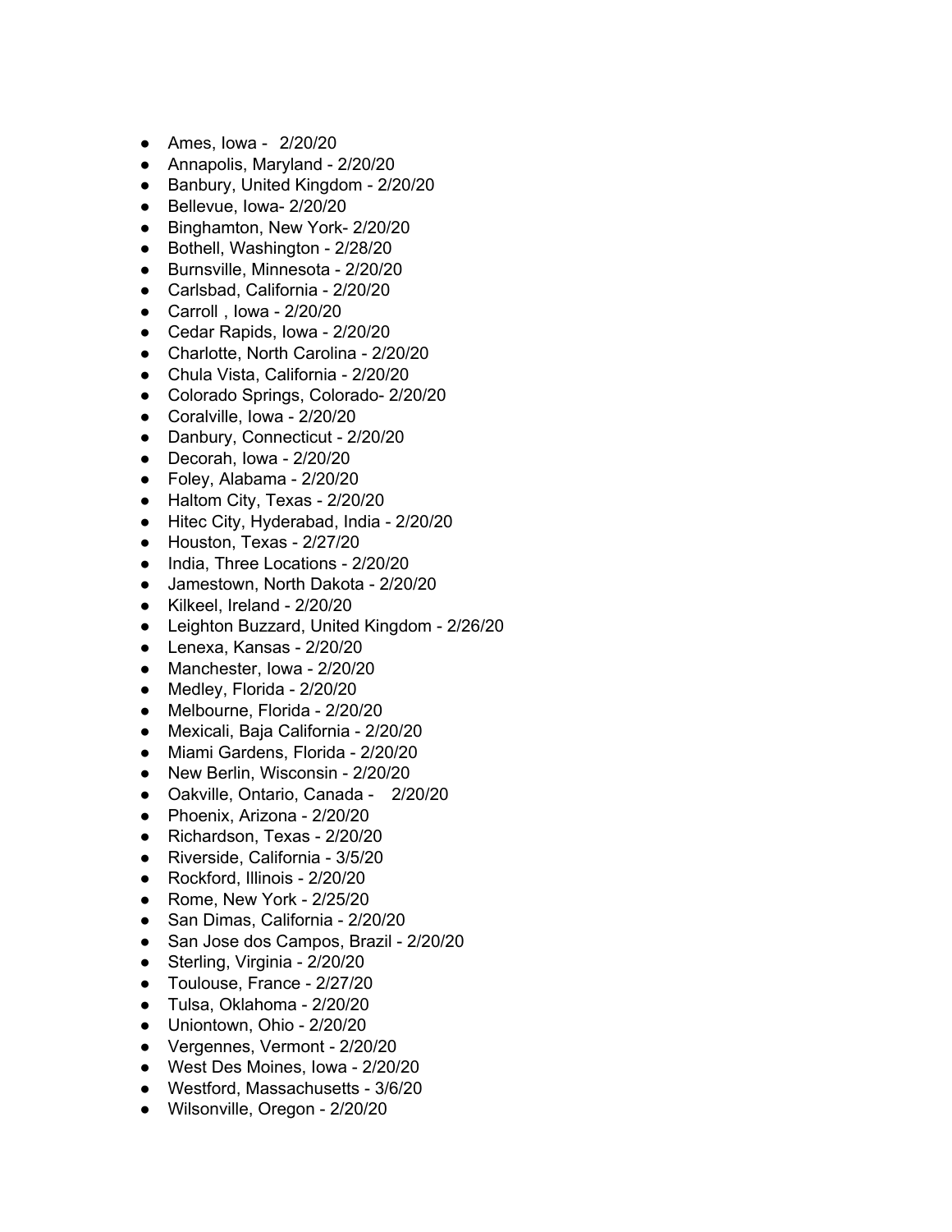- Ames, Iowa - 2/20/20
- Annapolis, Maryland - 2/20/20
- Banbury, United Kingdom - 2/20/20
- Bellevue, Iowa- 2/20/20
- Binghamton, New York- 2/20/20
- Bothell, Washington - 2/28/20
- Burnsville, Minnesota - 2/20/20
- Carlsbad, California - 2/20/20
- Carroll , Iowa - 2/20/20
- Cedar Rapids, Iowa - 2/20/20
- Charlotte, North Carolina - 2/20/20
- Chula Vista, California - 2/20/20
- Colorado Springs, Colorado- 2/20/20
- Coralville, Iowa - 2/20/20
- Danbury, Connecticut - 2/20/20
- Decorah, Iowa - 2/20/20
- Foley, Alabama - 2/20/20
- Haltom City, Texas - 2/20/20
- Hitec City, Hyderabad, India - 2/20/20
- Houston, Texas - 2/27/20
- India, Three Locations - 2/20/20
- Jamestown, North Dakota - 2/20/20
- Kilkeel, Ireland - 2/20/20
- Leighton Buzzard, United Kingdom - 2/26/20
- Lenexa, Kansas - 2/20/20
- Manchester, Iowa - 2/20/20
- Medley, Florida - 2/20/20
- Melbourne, Florida - 2/20/20
- Mexicali, Baja California - 2/20/20
- Miami Gardens, Florida - 2/20/20
- New Berlin, Wisconsin - 2/20/20
- Oakville, Ontario, Canada - 2/20/20
- Phoenix, Arizona - 2/20/20
- Richardson, Texas - 2/20/20
- Riverside, California - 3/5/20
- Rockford, Illinois - 2/20/20
- Rome, New York - 2/25/20
- San Dimas, California - 2/20/20
- San Jose dos Campos, Brazil - 2/20/20
- Sterling, Virginia - 2/20/20
- Toulouse, France - 2/27/20
- Tulsa, Oklahoma - 2/20/20
- Uniontown, Ohio - 2/20/20
- Vergennes, Vermont - 2/20/20
- West Des Moines, Iowa - 2/20/20
- Westford, Massachusetts - 3/6/20
- Wilsonville, Oregon - 2/20/20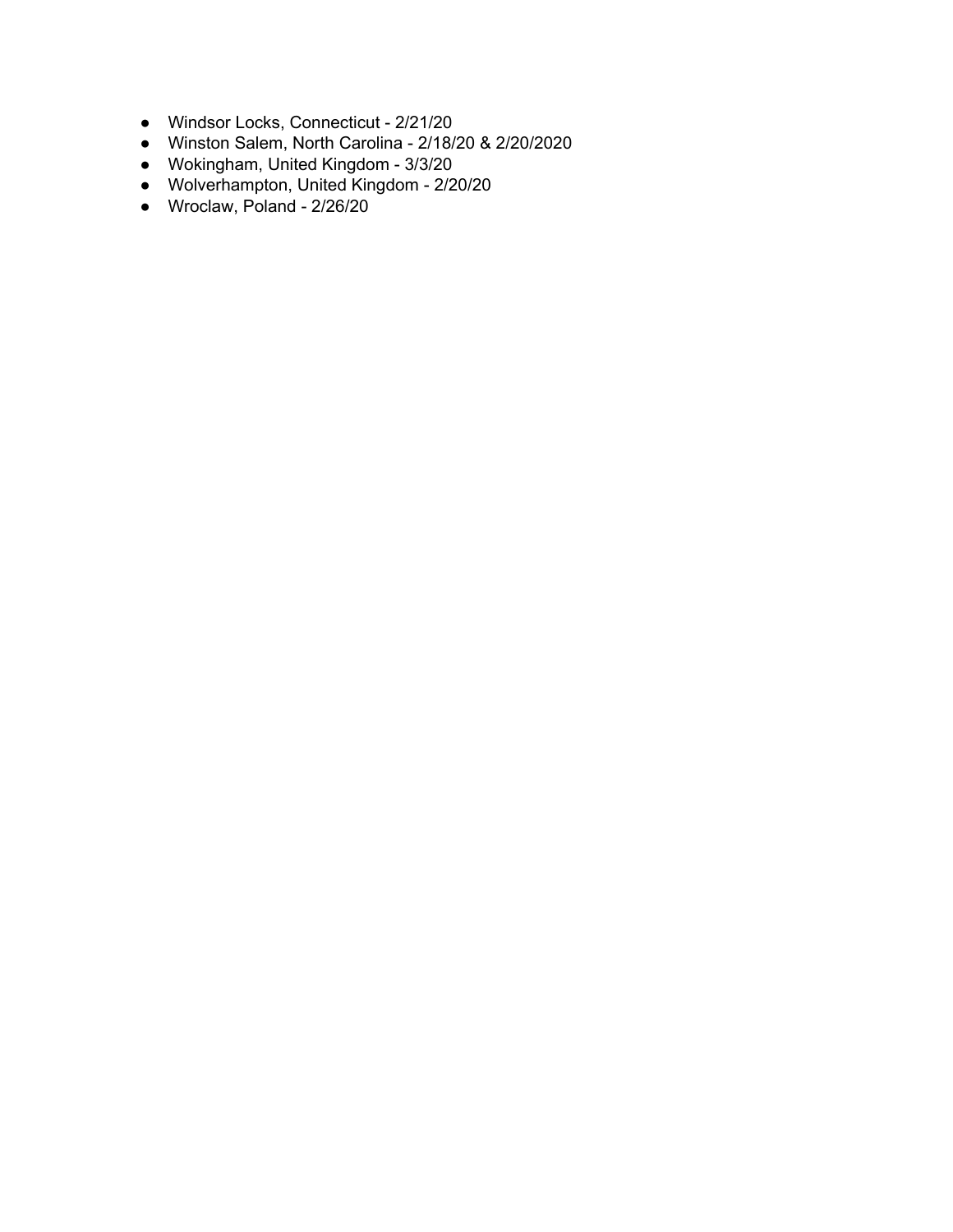- Windsor Locks, Connecticut - 2/21/20
- Winston Salem, North Carolina - 2/18/20 & 2/20/2020
- Wokingham, United Kingdom - 3/3/20
- Wolverhampton, United Kingdom - 2/20/20
- Wroclaw, Poland - 2/26/20